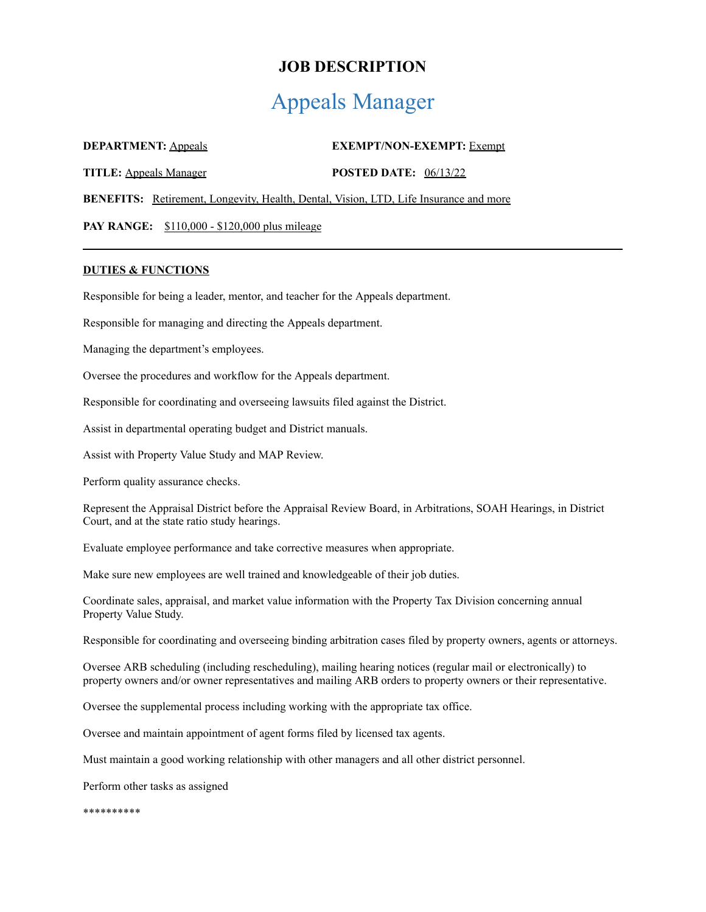# JOB DESCRIPTION

## Appeals Manager

**DEPARTMENT:** Appeals **EXEMPT/NON-EXEMPT:** Exempt

**TITLE:** Appeals Manager **POSTED DATE:** 06/13/22

**BENEFITS:** Retirement, Longevity, Health, Dental, Vision, LTD, Life Insurance and more

**PAY RANGE:** $110,000 - $120,000 plus mileage

---

**DUTIES & FUNCTIONS**

Responsible for being a leader, mentor, and teacher for the Appeals department.

Responsible for managing and directing the Appeals department.

Managing the department's employees.

Oversee the procedures and workflow for the Appeals department.

Responsible for coordinating and overseeing lawsuits filed against the District.

Assist in departmental operating budget and District manuals.

Assist with Property Value Study and MAP Review.

Perform quality assurance checks.

Represent the Appraisal District before the Appraisal Review Board, in Arbitrations, SOAH Hearings, in District Court, and at the state ratio study hearings.

Evaluate employee performance and take corrective measures when appropriate.

Make sure new employees are well trained and knowledgeable of their job duties.

Coordinate sales, appraisal, and market value information with the Property Tax Division concerning annual Property Value Study.

Responsible for coordinating and overseeing binding arbitration cases filed by property owners, agents or attorneys.

Oversee ARB scheduling (including rescheduling), mailing hearing notices (regular mail or electronically) to property owners and/or owner representatives and mailing ARB orders to property owners or their representative.

Oversee the supplemental process including working with the appropriate tax office.

Oversee and maintain appointment of agent forms filed by licensed tax agents.

Must maintain a good working relationship with other managers and all other district personnel.

Perform other tasks as assigned

**********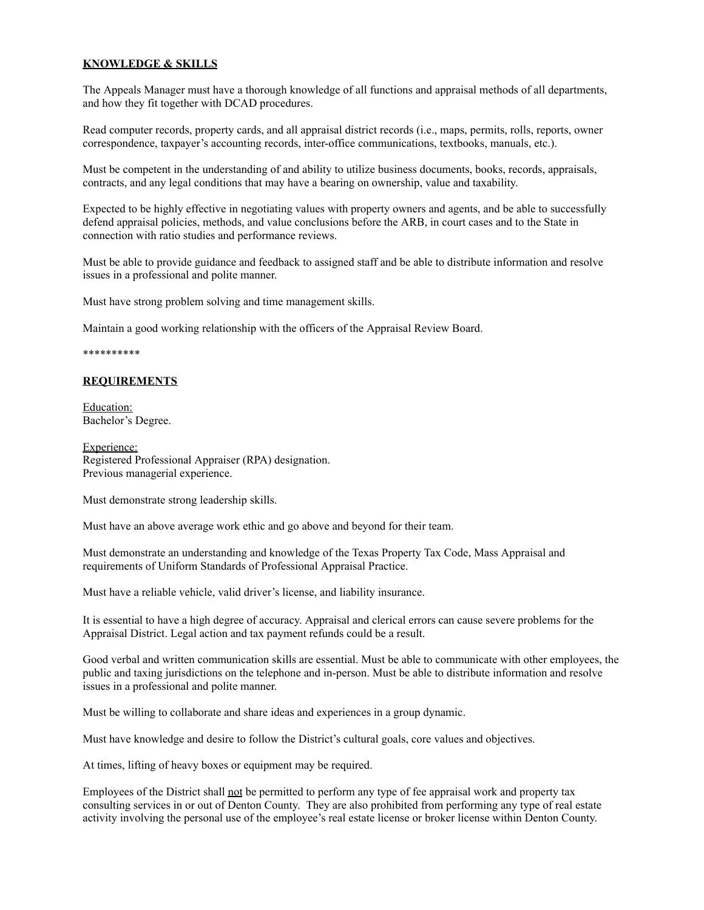**KNOWLEDGE & SKILLS**

The Appeals Manager must have a thorough knowledge of all functions and appraisal methods of all departments, and how they fit together with DCAD procedures.

Read computer records, property cards, and all appraisal district records (i.e., maps, permits, rolls, reports, owner correspondence, taxpayer's accounting records, inter-office communications, textbooks, manuals, etc.).

Must be competent in the understanding of and ability to utilize business documents, books, records, appraisals, contracts, and any legal conditions that may have a bearing on ownership, value and taxability.

Expected to be highly effective in negotiating values with property owners and agents, and be able to successfully defend appraisal policies, methods, and value conclusions before the ARB, in court cases and to the State in connection with ratio studies and performance reviews.

Must be able to provide guidance and feedback to assigned staff and be able to distribute information and resolve issues in a professional and polite manner.

Must have strong problem solving and time management skills.

Maintain a good working relationship with the officers of the Appraisal Review Board.

**********

**REQUIREMENTS**

Education:
Bachelor's Degree.

Experience:
Registered Professional Appraiser (RPA) designation.
Previous managerial experience.

Must demonstrate strong leadership skills.

Must have an above average work ethic and go above and beyond for their team.

Must demonstrate an understanding and knowledge of the Texas Property Tax Code, Mass Appraisal and requirements of Uniform Standards of Professional Appraisal Practice.

Must have a reliable vehicle, valid driver's license, and liability insurance.

It is essential to have a high degree of accuracy. Appraisal and clerical errors can cause severe problems for the Appraisal District. Legal action and tax payment refunds could be a result.

Good verbal and written communication skills are essential. Must be able to communicate with other employees, the public and taxing jurisdictions on the telephone and in-person. Must be able to distribute information and resolve issues in a professional and polite manner.

Must be willing to collaborate and share ideas and experiences in a group dynamic.

Must have knowledge and desire to follow the District's cultural goals, core values and objectives.

At times, lifting of heavy boxes or equipment may be required.

Employees of the District shall not be permitted to perform any type of fee appraisal work and property tax consulting services in or out of Denton County. They are also prohibited from performing any type of real estate activity involving the personal use of the employee's real estate license or broker license within Denton County.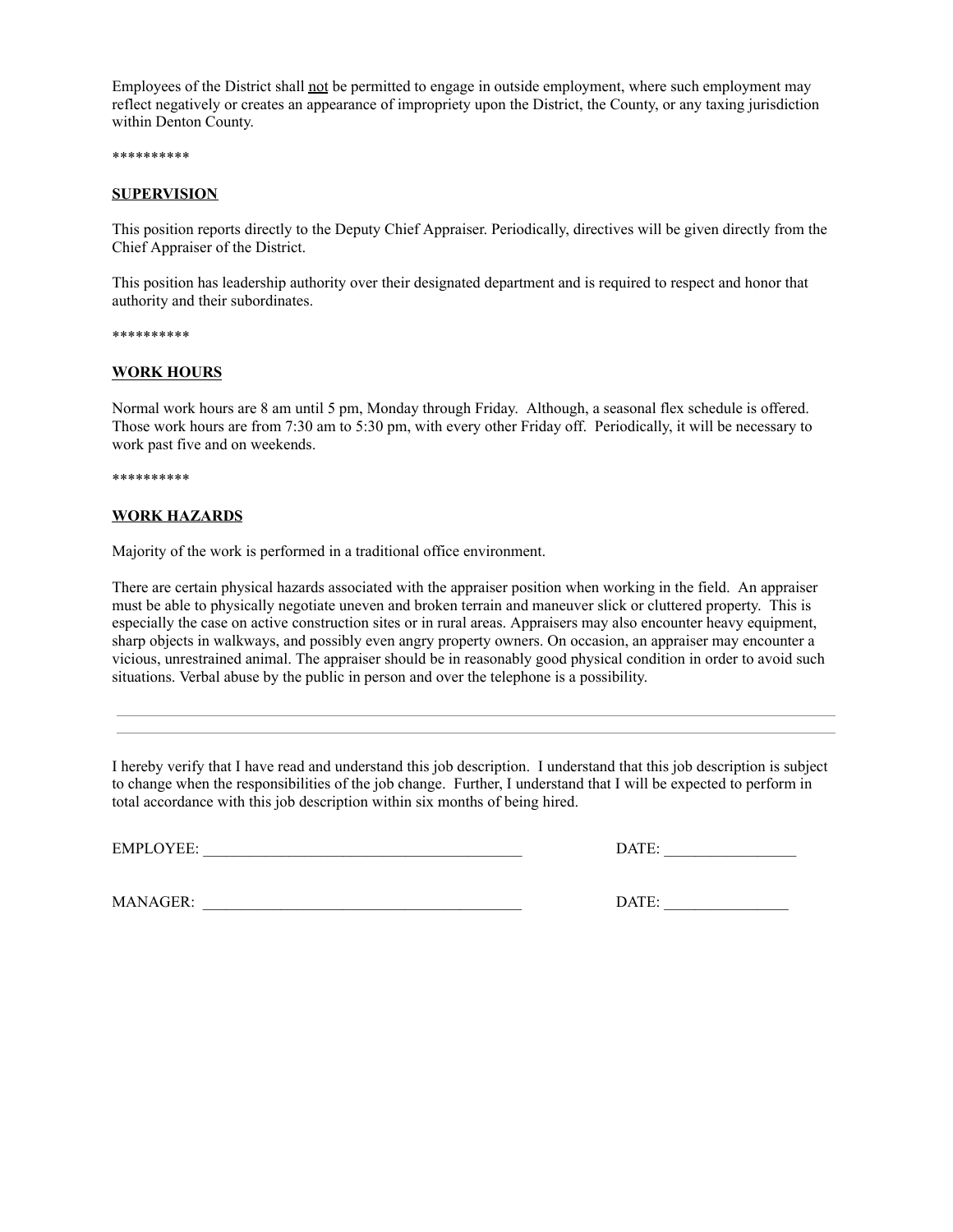Employees of the District shall <u>not</u> be permitted to engage in outside employment, where such employment may reflect negatively or creates an appearance of impropriety upon the District, the County, or any taxing jurisdiction within Denton County.

**********

## **<u>SUPERVISION</u>**

This position reports directly to the Deputy Chief Appraiser. Periodically, directives will be given directly from the Chief Appraiser of the District.

This position has leadership authority over their designated department and is required to respect and honor that authority and their subordinates.

**********

## **<u>WORK HOURS</u>**

Normal work hours are 8 am until 5 pm, Monday through Friday. Although, a seasonal flex schedule is offered. Those work hours are from 7:30 am to 5:30 pm, with every other Friday off. Periodically, it will be necessary to work past five and on weekends.

**********

## **<u>WORK HAZARDS</u>**

Majority of the work is performed in a traditional office environment.

There are certain physical hazards associated with the appraiser position when working in the field. An appraiser must be able to physically negotiate uneven and broken terrain and maneuver slick or cluttered property. This is especially the case on active construction sites or in rural areas. Appraisers may also encounter heavy equipment, sharp objects in walkways, and possibly even angry property owners. On occasion, an appraiser may encounter a vicious, unrestrained animal. The appraiser should be in reasonably good physical condition in order to avoid such situations. Verbal abuse by the public in person and over the telephone is a possibility.

---

I hereby verify that I have read and understand this job description. I understand that this job description is subject to change when the responsibilities of the job change. Further, I understand that I will be expected to perform in total accordance with this job description within six months of being hired.

EMPLOYEE: ________________________________________ DATE: ________________

MANAGER: ________________________________________ DATE: ________________